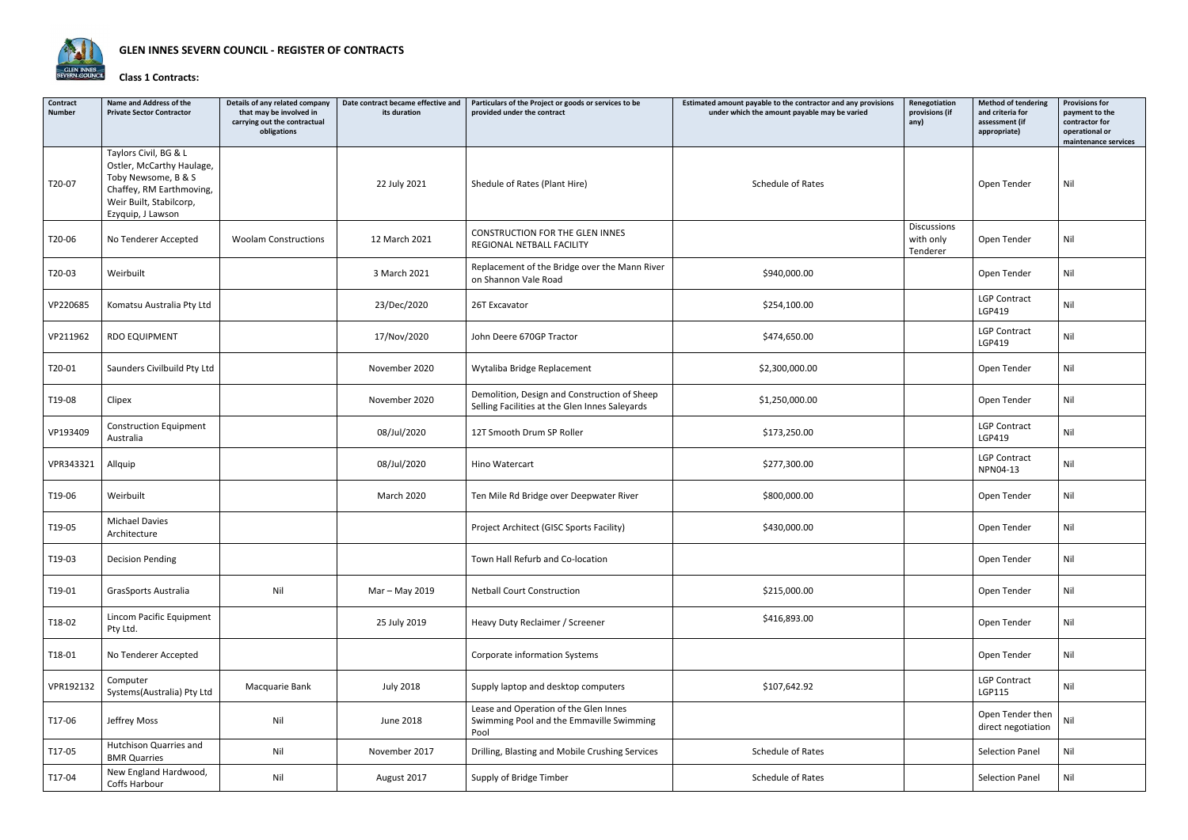# GLEN INNES SEVERN COUNCIL - REGISTER OF CONTRACTS

## Class 1 Contracts:

| Contract Number | Name and Address of the Private Sector Contractor | Details of any related company that may be involved in carrying out the contractual obligations | Date contract became effective and its duration | Particulars of the Project or goods or services to be provided under the contract | Estimated amount payable to the contractor and any provisions under which the amount payable may be varied | Renegotiation provisions (if any) | Method of tendering and criteria for assessment (if appropriate) | Provisions for payment to the contractor for operational or maintenance services |
|---|---|---|---|---|---|---|---|---|
| T20-07 | Taylors Civil, BG & L Ostler, McCarthy Haulage, Toby Newsome, B & S Chaffey, RM Earthmoving, Weir Built, Stabilcorp, Ezyquip, J Lawson | | 22 July 2021 | Shedule of Rates (Plant Hire) | Schedule of Rates | | Open Tender | Nil |
| T20-06 | No Tenderer Accepted | Woolam Constructions | 12 March 2021 | CONSTRUCTION FOR THE GLEN INNES REGIONAL NETBALL FACILITY | | Discussions with only Tenderer | Open Tender | Nil |
| T20-03 | Weirbuilt | | 3 March 2021 | Replacement of the Bridge over the Mann River on Shannon Vale Road | $940,000.00 | | Open Tender | Nil |
| VP220685 | Komatsu Australia Pty Ltd | | 23/Dec/2020 | 26T Excavator | $254,100.00 | | LGP Contract LGP419 | Nil |
| VP211962 | RDO EQUIPMENT | | 17/Nov/2020 | John Deere 670GP Tractor | $474,650.00 | | LGP Contract LGP419 | Nil |
| T20-01 | Saunders Civilbuild Pty Ltd | | November 2020 | Wytaliba Bridge Replacement | $2,300,000.00 | | Open Tender | Nil |
| T19-08 | Clipex | | November 2020 | Demolition, Design and Construction of Sheep Selling Facilities at the Glen Innes Saleyards | $1,250,000.00 | | Open Tender | Nil |
| VP193409 | Construction Equipment Australia | | 08/Jul/2020 | 12T Smooth Drum SP Roller | $173,250.00 | | LGP Contract LGP419 | Nil |
| VPR343321 | Allquip | | 08/Jul/2020 | Hino Watercart | $277,300.00 | | LGP Contract NPN04-13 | Nil |
| T19-06 | Weirbuilt | | March 2020 | Ten Mile Rd Bridge over Deepwater River | $800,000.00 | | Open Tender | Nil |
| T19-05 | Michael Davies Architecture | | | Project Architect (GISC Sports Facility) | $430,000.00 | | Open Tender | Nil |
| T19-03 | Decision Pending | | | Town Hall Refurb and Co-location | | | Open Tender | Nil |
| T19-01 | GrasSports Australia | Nil | Mar – May 2019 | Netball Court Construction | $215,000.00 | | Open Tender | Nil |
| T18-02 | Lincom Pacific Equipment Pty Ltd. | | 25 July 2019 | Heavy Duty Reclaimer / Screener | $416,893.00 | | Open Tender | Nil |
| T18-01 | No Tenderer Accepted | | | Corporate information Systems | | | Open Tender | Nil |
| VPR192132 | Computer Systems(Australia) Pty Ltd | Macquarie Bank | July 2018 | Supply laptop and desktop computers | $107,642.92 | | LGP Contract LGP115 | Nil |
| T17-06 | Jeffrey Moss | Nil | June 2018 | Lease and Operation of the Glen Innes Swimming Pool and the Emmaville Swimming Pool | | | Open Tender then direct negotiation | Nil |
| T17-05 | Hutchison Quarries and BMR Quarries | Nil | November 2017 | Drilling, Blasting and Mobile Crushing Services | Schedule of Rates | | Selection Panel | Nil |
| T17-04 | New England Hardwood, Coffs Harbour | Nil | August 2017 | Supply of Bridge Timber | Schedule of Rates | | Selection Panel | Nil |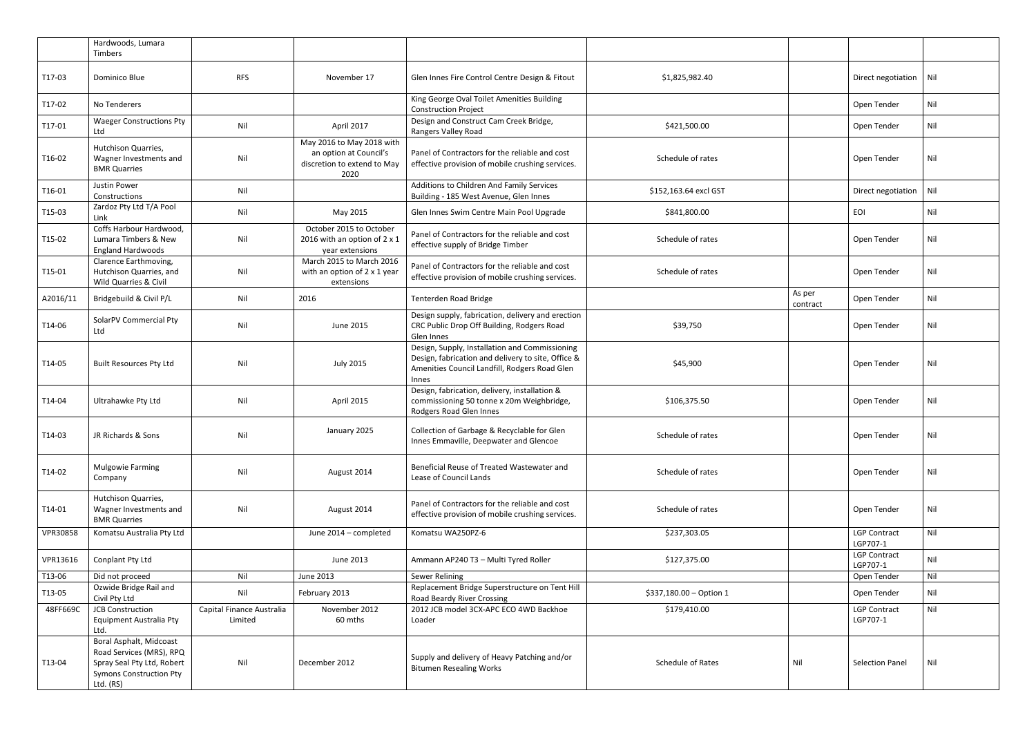| | | | | | | | | |
|---|---|---|---|---|---|---|---|---|
| | Hardwoods, Lumara Timbers | | | | | | | |
| T17-03 | Dominico Blue | RFS | November 17 | Glen Innes Fire Control Centre Design & Fitout | $1,825,982.40 | | Direct negotiation | Nil |
| T17-02 | No Tenderers | | | King George Oval Toilet Amenities Building Construction Project | | | Open Tender | Nil |
| T17-01 | Waeger Constructions Pty Ltd | Nil | April 2017 | Design and Construct Cam Creek Bridge, Rangers Valley Road | $421,500.00 | | Open Tender | Nil |
| T16-02 | Hutchison Quarries, Wagner Investments and BMR Quarries | Nil | May 2016 to May 2018 with an option at Council's discretion to extend to May 2020 | Panel of Contractors for the reliable and cost effective provision of mobile crushing services. | Schedule of rates | | Open Tender | Nil |
| T16-01 | Justin Power Constructions | Nil | | Additions to Children And Family Services Building - 185 West Avenue, Glen Innes | $152,163.64 excl GST | | Direct negotiation | Nil |
| T15-03 | Zardoz Pty Ltd T/A Pool Link | Nil | May 2015 | Glen Innes Swim Centre Main Pool Upgrade | $841,800.00 | | EOI | Nil |
| T15-02 | Coffs Harbour Hardwood, Lumara Timbers & New England Hardwoods | Nil | October 2015 to October 2016 with an option of 2 x 1 year extensions | Panel of Contractors for the reliable and cost effective supply of Bridge Timber | Schedule of rates | | Open Tender | Nil |
| T15-01 | Clarence Earthmoving, Hutchison Quarries, and Wild Quarries & Civil | Nil | March 2015 to March 2016 with an option of 2 x 1 year extensions | Panel of Contractors for the reliable and cost effective provision of mobile crushing services. | Schedule of rates | | Open Tender | Nil |
| A2016/11 | Bridgebuild & Civil P/L | Nil | 2016 | Tenterden Road Bridge | | As per contract | Open Tender | Nil |
| T14-06 | SolarPV Commercial Pty Ltd | Nil | June 2015 | Design supply, fabrication, delivery and erection CRC Public Drop Off Building, Rodgers Road Glen Innes | $39,750 | | Open Tender | Nil |
| T14-05 | Built Resources Pty Ltd | Nil | July 2015 | Design, Supply, Installation and Commissioning Design, fabrication and delivery to site, Office & Amenities Council Landfill, Rodgers Road Glen Innes | $45,900 | | Open Tender | Nil |
| T14-04 | Ultrahawke Pty Ltd | Nil | April 2015 | Design, fabrication, delivery, installation & commissioning 50 tonne x 20m Weighbridge, Rodgers Road Glen Innes | $106,375.50 | | Open Tender | Nil |
| T14-03 | JR Richards & Sons | Nil | January 2025 | Collection of Garbage & Recyclable for Glen Innes Emmaville, Deepwater and Glencoe | Schedule of rates | | Open Tender | Nil |
| T14-02 | Mulgowie Farming Company | Nil | August 2014 | Beneficial Reuse of Treated Wastewater and Lease of Council Lands | Schedule of rates | | Open Tender | Nil |
| T14-01 | Hutchison Quarries, Wagner Investments and BMR Quarries | Nil | August 2014 | Panel of Contractors for the reliable and cost effective provision of mobile crushing services. | Schedule of rates | | Open Tender | Nil |
| VPR30858 | Komatsu Australia Pty Ltd | | June 2014 – completed | Komatsu WA250PZ-6 | $237,303.05 | | LGP Contract LGP707-1 | Nil |
| VPR13616 | Conplant Pty Ltd | | June 2013 | Ammann AP240 T3 – Multi Tyred Roller | $127,375.00 | | LGP Contract LGP707-1 | Nil |
| T13-06 | Did not proceed | Nil | June 2013 | Sewer Relining | | | Open Tender | Nil |
| T13-05 | Ozwide Bridge Rail and Civil Pty Ltd | Nil | February 2013 | Replacement Bridge Superstructure on Tent Hill Road Beardy River Crossing | $337,180.00 – Option 1 | | Open Tender | Nil |
| 48FF669C | JCB Construction Equipment Australia Pty Ltd. | Capital Finance Australia Limited | November 2012 60 mths | 2012 JCB model 3CX-APC ECO 4WD Backhoe Loader | $179,410.00 | | LGP Contract LGP707-1 | Nil |
| T13-04 | Boral Asphalt, Midcoast Road Services (MRS), RPQ Spray Seal Pty Ltd, Robert Symons Construction Pty Ltd. (RS) | Nil | December 2012 | Supply and delivery of Heavy Patching and/or Bitumen Resealing Works | Schedule of Rates | Nil | Selection Panel | Nil |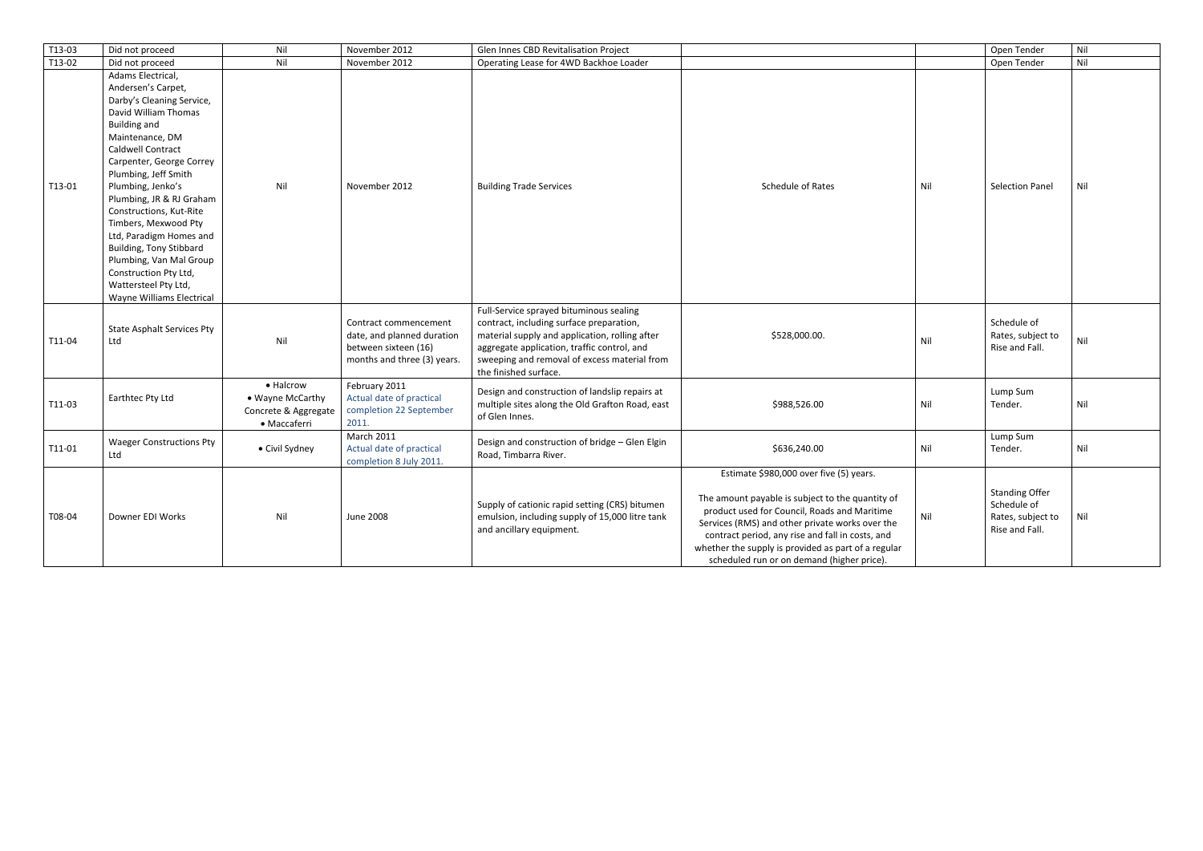| | | | | | | | | |
|---|---|---|---|---|---|---|---|---|
| T13-03 | Did not proceed | Nil | November 2012 | Glen Innes CBD Revitalisation Project | | | Open Tender | Nil |
| T13-02 | Did not proceed | Nil | November 2012 | Operating Lease for 4WD Backhoe Loader | | | Open Tender | Nil |
| T13-01 | Adams Electrical, Andersen's Carpet, Darby's Cleaning Service, David William Thomas Building and Maintenance, DM Caldwell Contract Carpenter, George Correy Plumbing, Jeff Smith Plumbing, Jenko's Plumbing, JR & RJ Graham Constructions, Kut-Rite Timbers, Mexwood Pty Ltd, Paradigm Homes and Building, Tony Stibbard Plumbing, Van Mal Group Construction Pty Ltd, Wattersteel Pty Ltd, Wayne Williams Electrical | Nil | November 2012 | Building Trade Services | Schedule of Rates | Nil | Selection Panel | Nil |
| T11-04 | State Asphalt Services Pty Ltd | Nil | Contract commencement date, and planned duration between sixteen (16) months and three (3) years. | Full-Service sprayed bituminous sealing contract, including surface preparation, material supply and application, rolling after aggregate application, traffic control, and sweeping and removal of excess material from the finished surface. | $528,000.00. | Nil | Schedule of Rates, subject to Rise and Fall. | Nil |
| T11-03 | Earthtec Pty Ltd | • Halcrow<br>• Wayne McCarthy Concrete & Aggregate<br>• Maccaferri | February 2011<br>Actual date of practical completion 22 September 2011. | Design and construction of landslip repairs at multiple sites along the Old Grafton Road, east of Glen Innes. | $988,526.00 | Nil | Lump Sum Tender. | Nil |
| T11-01 | Waeger Constructions Pty Ltd | • Civil Sydney | March 2011<br>Actual date of practical completion 8 July 2011. | Design and construction of bridge – Glen Elgin Road, Timbarra River. | $636,240.00 | Nil | Lump Sum Tender. | Nil |
| T08-04 | Downer EDI Works | Nil | June 2008 | Supply of cationic rapid setting (CRS) bitumen emulsion, including supply of 15,000 litre tank and ancillary equipment. | Estimate $980,000 over five (5) years.<br><br>The amount payable is subject to the quantity of product used for Council, Roads and Maritime Services (RMS) and other private works over the contract period, any rise and fall in costs, and whether the supply is provided as part of a regular scheduled run or on demand (higher price). | Nil | Standing Offer Schedule of Rates, subject to Rise and Fall. | Nil |